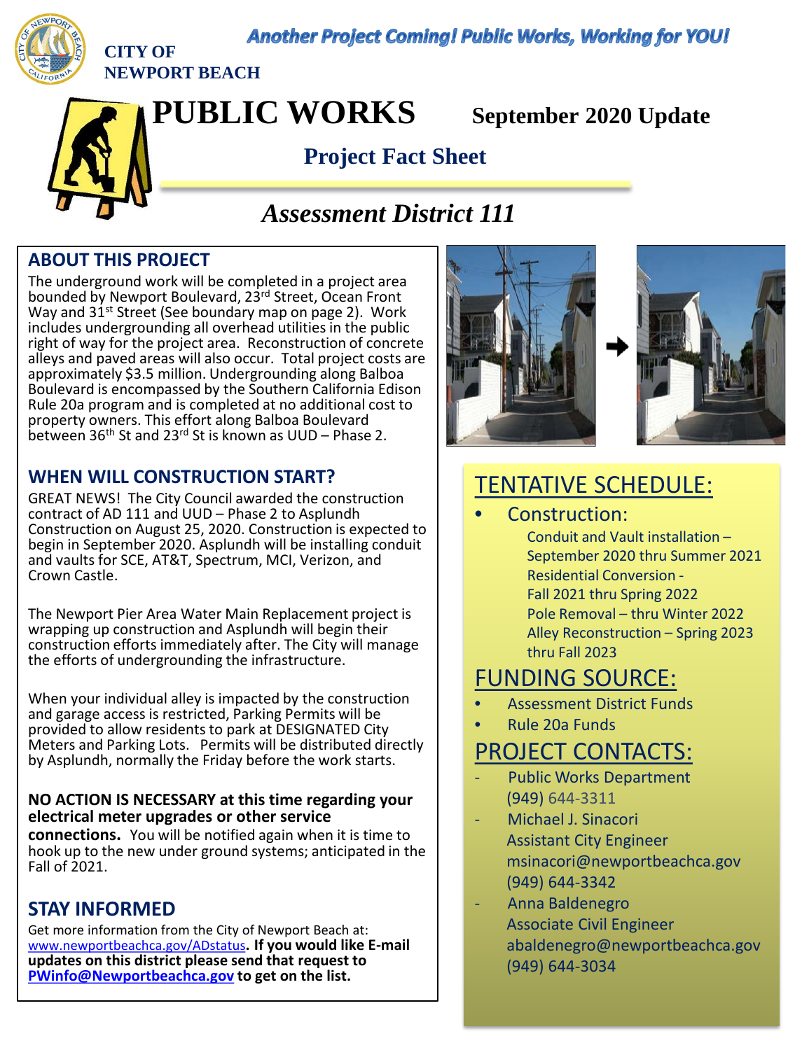CITY OF NEWPORT BEACH

*Another Project Coming! Public Works, Working for YOU!*

# PUBLIC WORKS

**September 2020 Update**

## Project Fact Sheet

## *Assessment District 111*

### ABOUT THIS PROJECT

The underground work will be completed in a project area bounded by Newport Boulevard, 23rd Street, Ocean Front Way and 31st Street (See boundary map on page 2). Work includes undergrounding all overhead utilities in the public right of way for the project area. Reconstruction of concrete alleys and paved areas will also occur. Total project costs are approximately $3.5 million. Undergrounding along Balboa Boulevard is encompassed by the Southern California Edison Rule 20a program and is completed at no additional cost to property owners. This effort along Balboa Boulevard between 36th St and 23rd St is known as UUD – Phase 2.

### WHEN WILL CONSTRUCTION START?

GREAT NEWS! The City Council awarded the construction contract of AD 111 and UUD – Phase 2 to Asplundh Construction on August 25, 2020. Construction is expected to begin in September 2020. Asplundh will be installing conduit and vaults for SCE, AT&T, Spectrum, MCI, Verizon, and Crown Castle.

The Newport Pier Area Water Main Replacement project is wrapping up construction and Asplundh will begin their construction efforts immediately after. The City will manage the efforts of undergrounding the infrastructure.

When your individual alley is impacted by the construction and garage access is restricted, Parking Permits will be provided to allow residents to park at DESIGNATED City Meters and Parking Lots. Permits will be distributed directly by Asplundh, normally the Friday before the work starts.

**NO ACTION IS NECESSARY at this time regarding your electrical meter upgrades or other service connections.** You will be notified again when it is time to hook up to the new under ground systems; anticipated in the Fall of 2021.

### STAY INFORMED

Get more information from the City of Newport Beach at: www.newportbeachca.gov/ADstatus. **If you would like E-mail updates on this district please send that request to PWinfo@Newportbeachca.gov to get on the list.**

### TENTATIVE SCHEDULE:

- Construction:
  - Conduit and Vault installation – September 2020 thru Summer 2021
  - Residential Conversion - Fall 2021 thru Spring 2022
  - Pole Removal – thru Winter 2022
  - Alley Reconstruction – Spring 2023 thru Fall 2023

### FUNDING SOURCE:

- Assessment District Funds
- Rule 20a Funds

### PROJECT CONTACTS:

- Public Works Department
  (949) 644-3311
- Michael J. Sinacori
  Assistant City Engineer
  msinacori@newportbeachca.gov
  (949) 644-3342
- Anna Baldenegro
  Associate Civil Engineer
  abaldenegro@newportbeachca.gov
  (949) 644-3034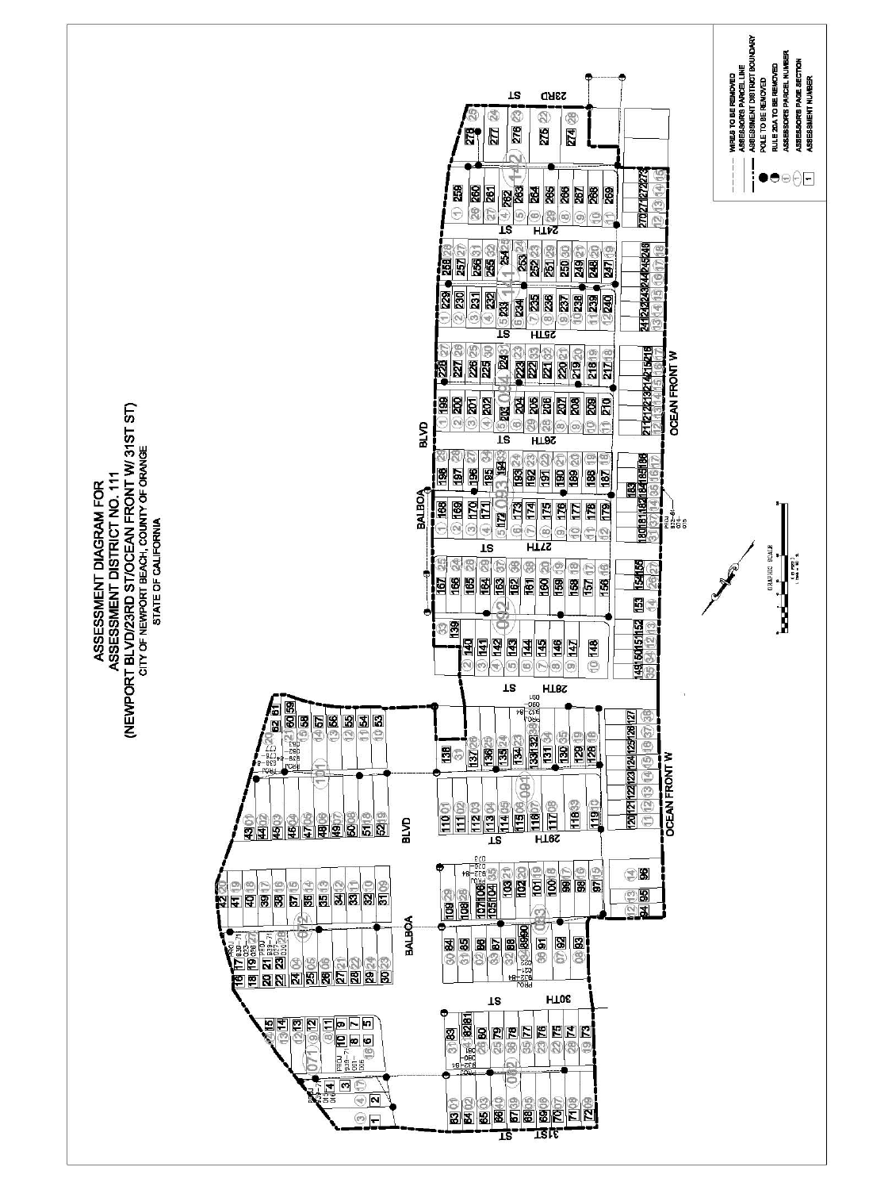# ASSESSMENT DIAGRAM FOR ASSESSMENT DISTRICT NO. 111

## (NEWPORT BLVD/23RD ST/OCEAN FRONT W/ 31ST ST)

CITY OF NEWPORT BEACH, COUNTY OF ORANGE

STATE OF CALIFORNIA

- WIRES TO BE REMOVED
- ASSESSORS PARCEL LINE
- ASSESSMENT DISTRICT BOUNDARY
- POLE TO BE REMOVED
- RULE 20A TO BE REMOVED
- ASSESSORS PARCEL NUMBER
- ASSESSORS PAGE SECTION
- ASSESSMENT NUMBER

BALBOA BLVD

OCEAN FRONT W

23RD ST

24TH ST

25TH ST

26TH ST

27TH ST

28TH ST

29TH ST

30TH ST

31ST ST

GRAPHIC SCALE